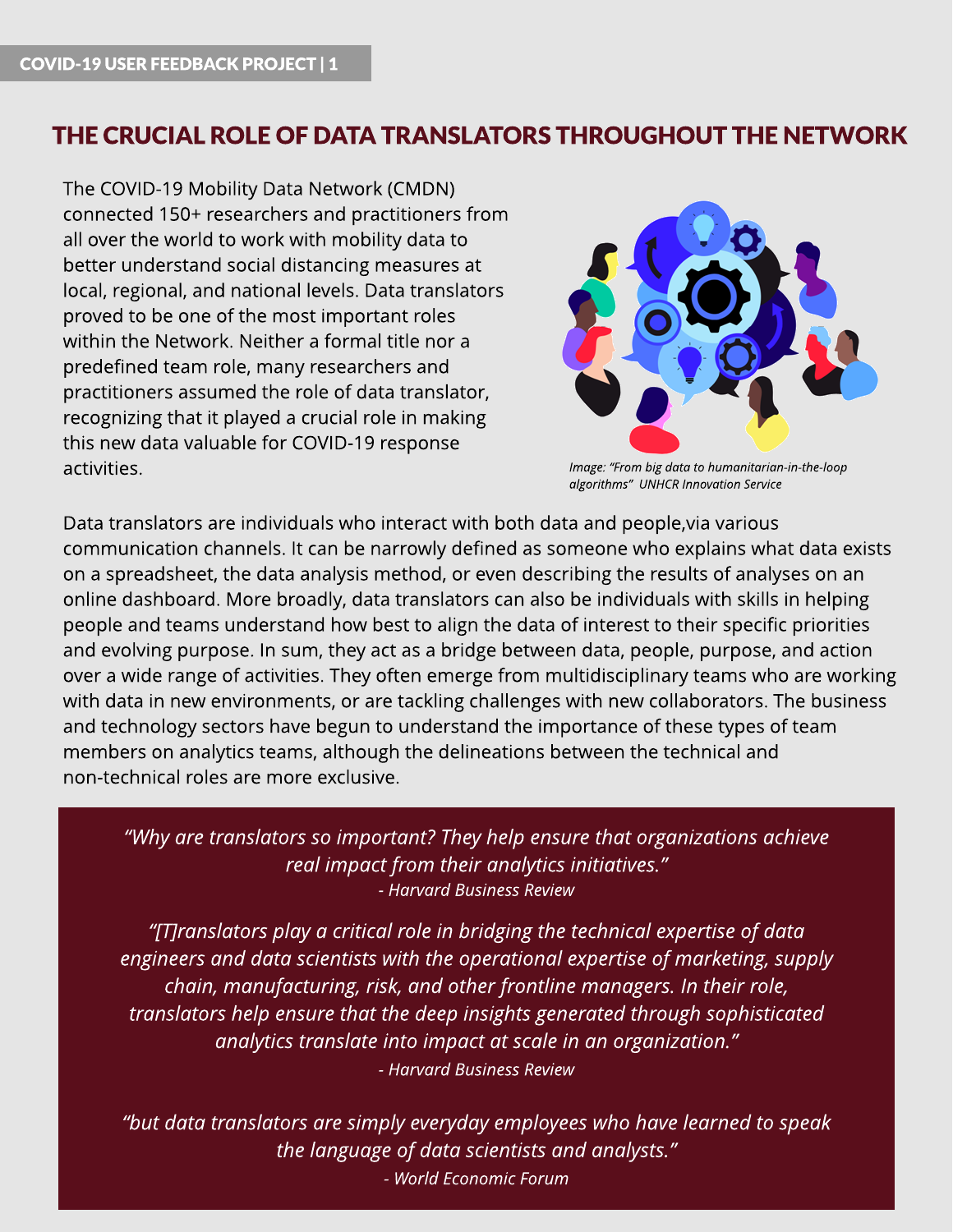# THE CRUCIAL ROLE OF DATA TRANSLATORS THROUGHOUT THE NETWORK

The COVID-19 Mobility Data Network (CMDN) connected 150+ researchers and practitioners from all over the world to work with mobility data to better understand social distancing measures at local, regional, and national levels. Data translators proved to be one of the most important roles within the Network. Neither a formal title nor a predefined team role, many researchers and practitioners assumed the role of data translator, recognizing that it played a crucial role in making this new data valuable for COVID-19 response activities.

*Image: "From big data to humanitarian-in-the-loop algorithms" UNHCR Innovation Service*

Data translators are individuals who interact with both data and people,via various communication channels. It can be narrowly defined as someone who explains what data exists on a spreadsheet, the data analysis method, or even describing the results of analyses on an online dashboard. More broadly, data translators can also be individuals with skills in helping people and teams understand how best to align the data of interest to their specific priorities and evolving purpose. In sum, they act as a bridge between data, people, purpose, and action over a wide range of activities. They often emerge from multidisciplinary teams who are working with data in new environments, or are tackling challenges with new collaborators. The business and technology sectors have begun to understand the importance of these types of team members on analytics teams, although the delineations between the technical and non-technical roles are more exclusive.

> *"Why are translators so important? They help ensure that organizations achieve real impact from their analytics initiatives."*
> *- Harvard Business Review*
>
> *"[T]ranslators play a critical role in bridging the technical expertise of data engineers and data scientists with the operational expertise of marketing, supply chain, manufacturing, risk, and other frontline managers. In their role, translators help ensure that the deep insights generated through sophisticated analytics translate into impact at scale in an organization."*
> *- Harvard Business Review*
>
> *"but data translators are simply everyday employees who have learned to speak the language of data scientists and analysts."*
> *- World Economic Forum*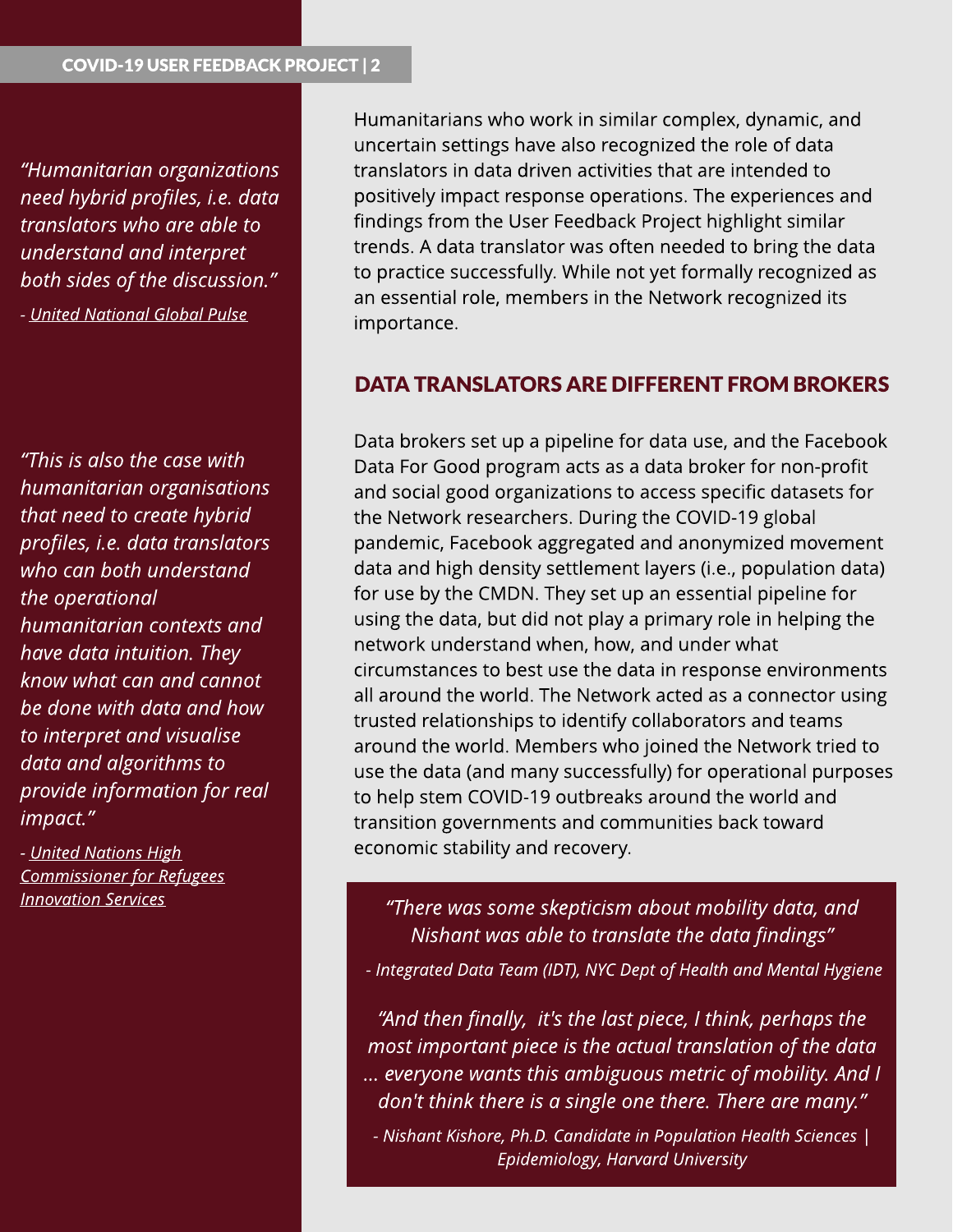> *"Humanitarian organizations need hybrid profiles, i.e. data translators who are able to understand and interpret both sides of the discussion."*
>
> *- United National Global Pulse*

> *"This is also the case with humanitarian organisations that need to create hybrid profiles, i.e. data translators who can both understand the operational humanitarian contexts and have data intuition. They know what can and cannot be done with data and how to interpret and visualise data and algorithms to provide information for real impact."*
>
> *- United Nations High Commissioner for Refugees Innovation Services*

Humanitarians who work in similar complex, dynamic, and uncertain settings have also recognized the role of data translators in data driven activities that are intended to positively impact response operations. The experiences and findings from the User Feedback Project highlight similar trends. A data translator was often needed to bring the data to practice successfully. While not yet formally recognized as an essential role, members in the Network recognized its importance.

## DATA TRANSLATORS ARE DIFFERENT FROM BROKERS

Data brokers set up a pipeline for data use, and the Facebook Data For Good program acts as a data broker for non-profit and social good organizations to access specific datasets for the Network researchers. During the COVID-19 global pandemic, Facebook aggregated and anonymized movement data and high density settlement layers (i.e., population data) for use by the CMDN. They set up an essential pipeline for using the data, but did not play a primary role in helping the network understand when, how, and under what circumstances to best use the data in response environments all around the world. The Network acted as a connector using trusted relationships to identify collaborators and teams around the world. Members who joined the Network tried to use the data (and many successfully) for operational purposes to help stem COVID-19 outbreaks around the world and transition governments and communities back toward economic stability and recovery.

> *"There was some skepticism about mobility data, and Nishant was able to translate the data findings"*
>
> *- Integrated Data Team (IDT), NYC Dept of Health and Mental Hygiene*

> *"And then finally, it's the last piece, I think, perhaps the most important piece is the actual translation of the data ... everyone wants this ambiguous metric of mobility. And I don't think there is a single one there. There are many."*
>
> *- Nishant Kishore, Ph.D. Candidate in Population Health Sciences | Epidemiology, Harvard University*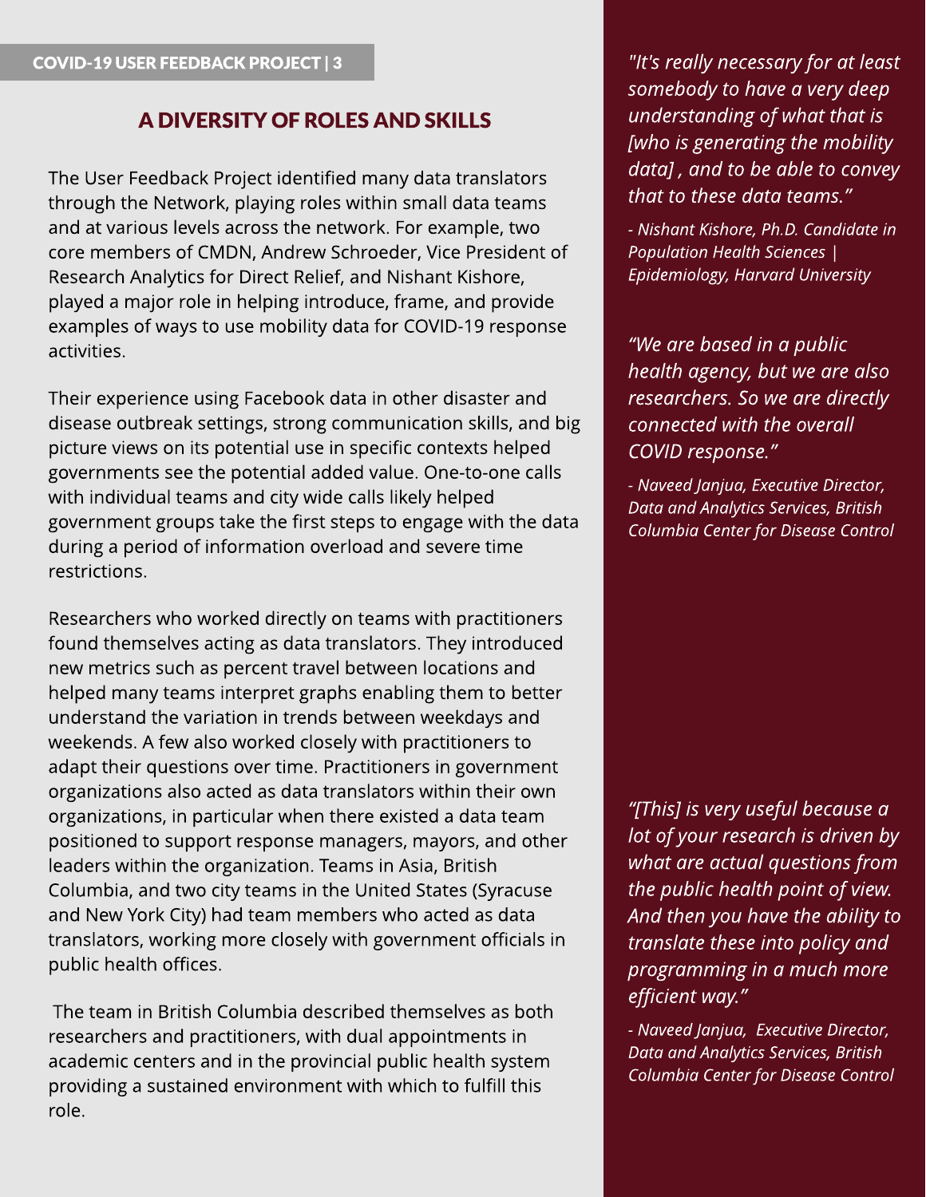## A DIVERSITY OF ROLES AND SKILLS

The User Feedback Project identified many data translators through the Network, playing roles within small data teams and at various levels across the network. For example, two core members of CMDN, Andrew Schroeder, Vice President of Research Analytics for Direct Relief, and Nishant Kishore, played a major role in helping introduce, frame, and provide examples of ways to use mobility data for COVID-19 response activities.

Their experience using Facebook data in other disaster and disease outbreak settings, strong communication skills, and big picture views on its potential use in specific contexts helped governments see the potential added value. One-to-one calls with individual teams and city wide calls likely helped government groups take the first steps to engage with the data during a period of information overload and severe time restrictions.

Researchers who worked directly on teams with practitioners found themselves acting as data translators. They introduced new metrics such as percent travel between locations and helped many teams interpret graphs enabling them to better understand the variation in trends between weekdays and weekends. A few also worked closely with practitioners to adapt their questions over time. Practitioners in government organizations also acted as data translators within their own organizations, in particular when there existed a data team positioned to support response managers, mayors, and other leaders within the organization. Teams in Asia, British Columbia, and two city teams in the United States (Syracuse and New York City) had team members who acted as data translators, working more closely with government officials in public health offices.

The team in British Columbia described themselves as both researchers and practitioners, with dual appointments in academic centers and in the provincial public health system providing a sustained environment with which to fulfill this role.

*"It's really necessary for at least somebody to have a very deep understanding of what that is [who is generating the mobility data] , and to be able to convey that to these data teams."*

*- Nishant Kishore, Ph.D. Candidate in Population Health Sciences | Epidemiology, Harvard University*

*"We are based in a public health agency, but we are also researchers. So we are directly connected with the overall COVID response."*

*- Naveed Janjua, Executive Director, Data and Analytics Services, British Columbia Center for Disease Control*

*"[This] is very useful because a lot of your research is driven by what are actual questions from the public health point of view. And then you have the ability to translate these into policy and programming in a much more efficient way."*

*- Naveed Janjua, Executive Director, Data and Analytics Services, British Columbia Center for Disease Control*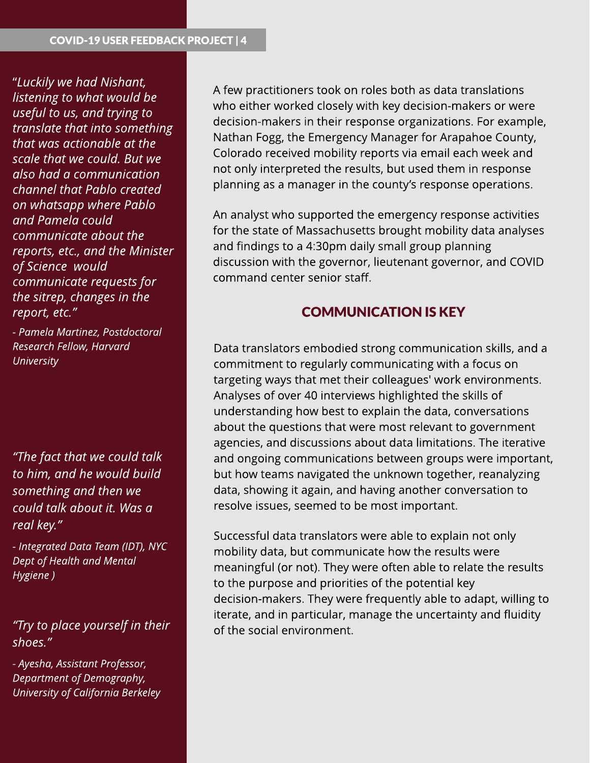*"Luckily we had Nishant, listening to what would be useful to us, and trying to translate that into something that was actionable at the scale that we could. But we also had a communication channel that Pablo created on whatsapp where Pablo and Pamela could communicate about the reports, etc., and the Minister of Science would communicate requests for the sitrep, changes in the report, etc."*

*- Pamela Martinez, Postdoctoral Research Fellow, Harvard University*

*"The fact that we could talk to him, and he would build something and then we could talk about it. Was a real key."*

*- Integrated Data Team (IDT), NYC Dept of Health and Mental Hygiene )*

*"Try to place yourself in their shoes."*

*- Ayesha, Assistant Professor, Department of Demography, University of California Berkeley*

A few practitioners took on roles both as data translations who either worked closely with key decision-makers or were decision-makers in their response organizations. For example, Nathan Fogg, the Emergency Manager for Arapahoe County, Colorado received mobility reports via email each week and not only interpreted the results, but used them in response planning as a manager in the county's response operations.

An analyst who supported the emergency response activities for the state of Massachusetts brought mobility data analyses and findings to a 4:30pm daily small group planning discussion with the governor, lieutenant governor, and COVID command center senior staff.

## COMMUNICATION IS KEY

Data translators embodied strong communication skills, and a commitment to regularly communicating with a focus on targeting ways that met their colleagues' work environments. Analyses of over 40 interviews highlighted the skills of understanding how best to explain the data, conversations about the questions that were most relevant to government agencies, and discussions about data limitations. The iterative and ongoing communications between groups were important, but how teams navigated the unknown together, reanalyzing data, showing it again, and having another conversation to resolve issues, seemed to be most important.

Successful data translators were able to explain not only mobility data, but communicate how the results were meaningful (or not). They were often able to relate the results to the purpose and priorities of the potential key decision-makers. They were frequently able to adapt, willing to iterate, and in particular, manage the uncertainty and fluidity of the social environment.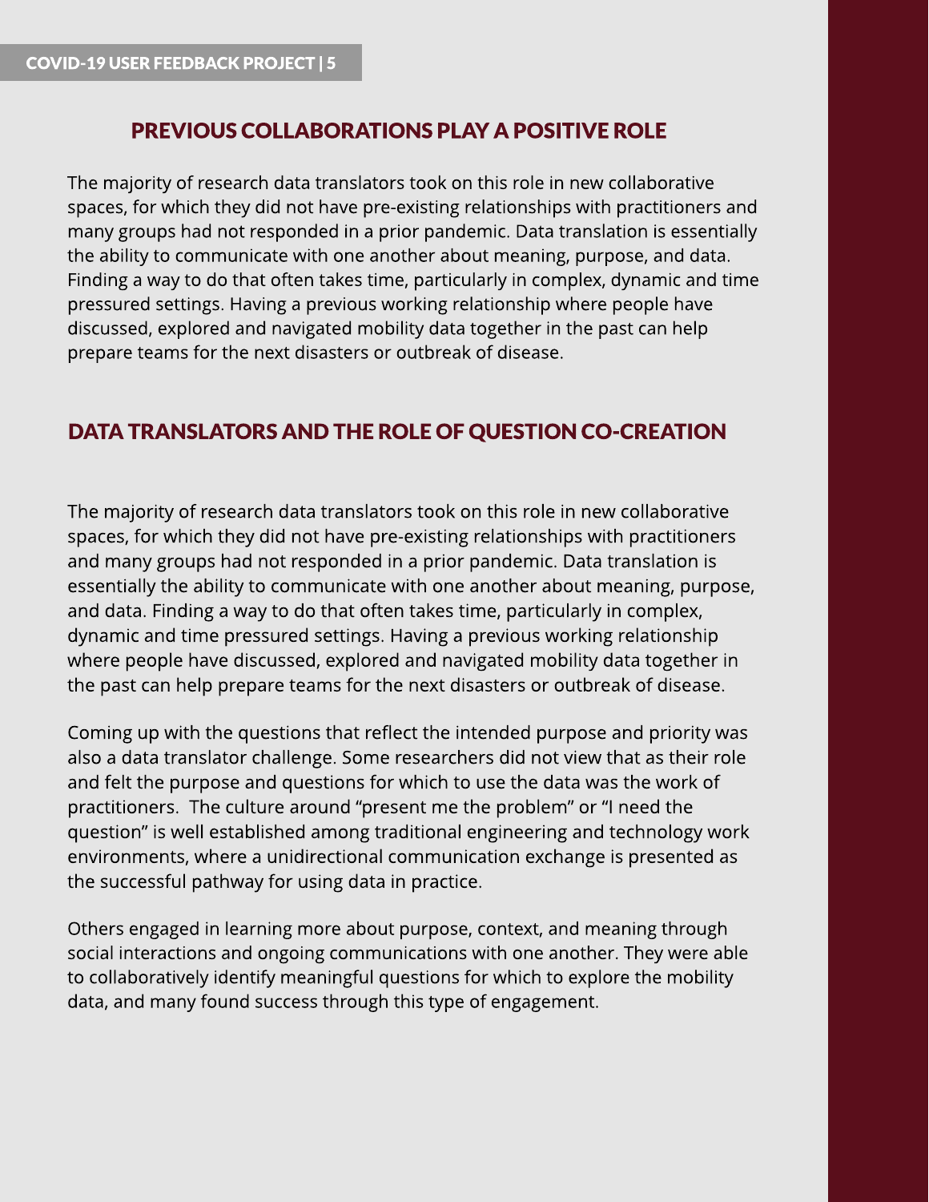## PREVIOUS COLLABORATIONS PLAY A POSITIVE ROLE

The majority of research data translators took on this role in new collaborative spaces, for which they did not have pre-existing relationships with practitioners and many groups had not responded in a prior pandemic. Data translation is essentially the ability to communicate with one another about meaning, purpose, and data. Finding a way to do that often takes time, particularly in complex, dynamic and time pressured settings. Having a previous working relationship where people have discussed, explored and navigated mobility data together in the past can help prepare teams for the next disasters or outbreak of disease.

## DATA TRANSLATORS AND THE ROLE OF QUESTION CO-CREATION

The majority of research data translators took on this role in new collaborative spaces, for which they did not have pre-existing relationships with practitioners and many groups had not responded in a prior pandemic. Data translation is essentially the ability to communicate with one another about meaning, purpose, and data. Finding a way to do that often takes time, particularly in complex, dynamic and time pressured settings. Having a previous working relationship where people have discussed, explored and navigated mobility data together in the past can help prepare teams for the next disasters or outbreak of disease.

Coming up with the questions that reflect the intended purpose and priority was also a data translator challenge. Some researchers did not view that as their role and felt the purpose and questions for which to use the data was the work of practitioners. The culture around "present me the problem" or "I need the question" is well established among traditional engineering and technology work environments, where a unidirectional communication exchange is presented as the successful pathway for using data in practice.

Others engaged in learning more about purpose, context, and meaning through social interactions and ongoing communications with one another. They were able to collaboratively identify meaningful questions for which to explore the mobility data, and many found success through this type of engagement.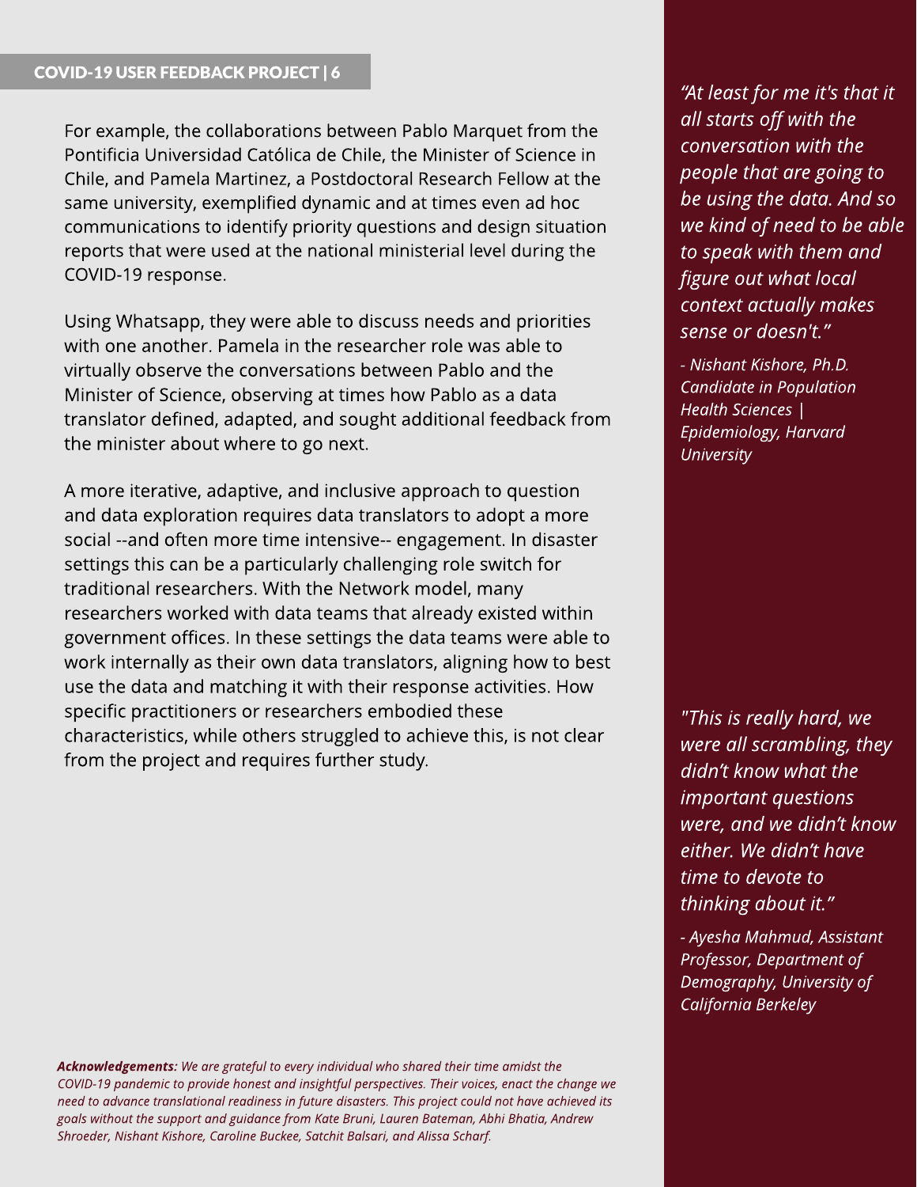For example, the collaborations between Pablo Marquet from the Pontificia Universidad Católica de Chile, the Minister of Science in Chile, and Pamela Martinez, a Postdoctoral Research Fellow at the same university, exemplified dynamic and at times even ad hoc communications to identify priority questions and design situation reports that were used at the national ministerial level during the COVID-19 response.

Using Whatsapp, they were able to discuss needs and priorities with one another. Pamela in the researcher role was able to virtually observe the conversations between Pablo and the Minister of Science, observing at times how Pablo as a data translator defined, adapted, and sought additional feedback from the minister about where to go next.

A more iterative, adaptive, and inclusive approach to question and data exploration requires data translators to adopt a more social --and often more time intensive-- engagement. In disaster settings this can be a particularly challenging role switch for traditional researchers. With the Network model, many researchers worked with data teams that already existed within government offices. In these settings the data teams were able to work internally as their own data translators, aligning how to best use the data and matching it with their response activities. How specific practitioners or researchers embodied these characteristics, while others struggled to achieve this, is not clear from the project and requires further study.

*"At least for me it's that it all starts off with the conversation with the people that are going to be using the data. And so we kind of need to be able to speak with them and figure out what local context actually makes sense or doesn't."*

*- Nishant Kishore, Ph.D. Candidate in Population Health Sciences | Epidemiology, Harvard University*

*"This is really hard, we were all scrambling, they didn't know what the important questions were, and we didn't know either. We didn't have time to devote to thinking about it."*

*- Ayesha Mahmud, Assistant Professor, Department of Demography, University of California Berkeley*

***Acknowledgements:*** *We are grateful to every individual who shared their time amidst the COVID-19 pandemic to provide honest and insightful perspectives. Their voices, enact the change we need to advance translational readiness in future disasters. This project could not have achieved its goals without the support and guidance from Kate Bruni, Lauren Bateman, Abhi Bhatia, Andrew Shroeder, Nishant Kishore, Caroline Buckee, Satchit Balsari, and Alissa Scharf.*